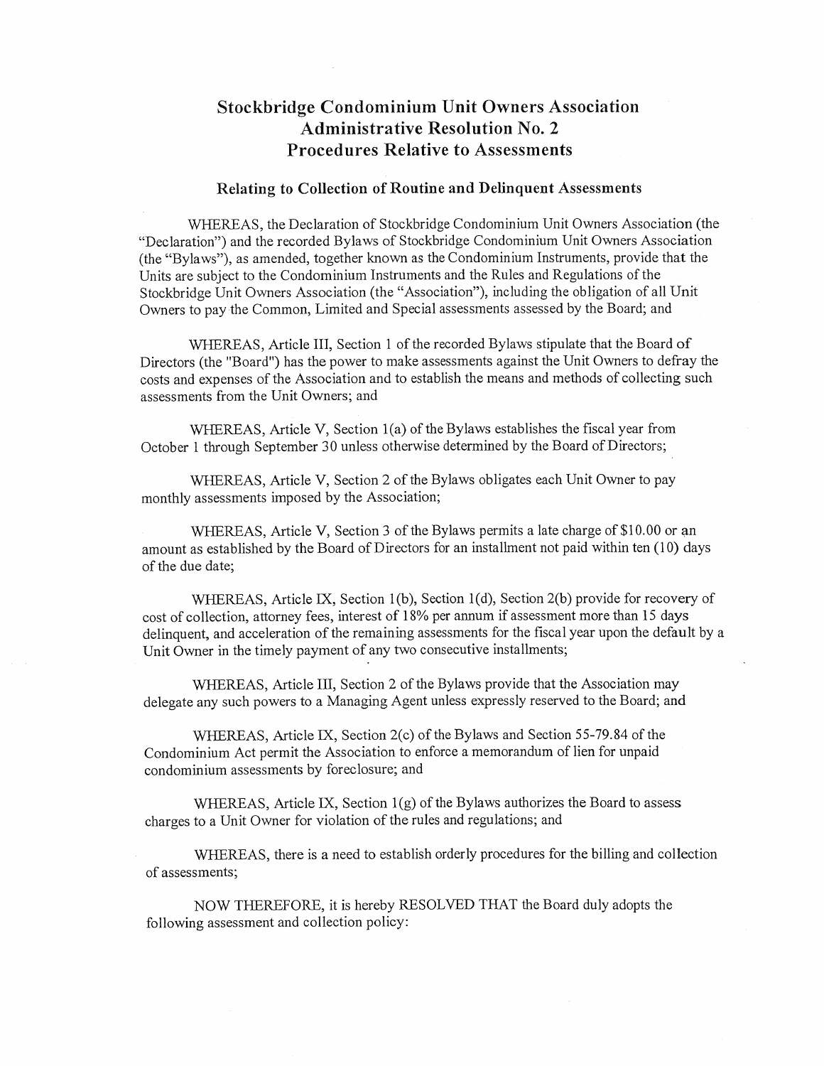# Stockbridge Condominium Unit Owners Association
# Administrative Resolution No. 2
# Procedures Relative to Assessments

## Relating to Collection of Routine and Delinquent Assessments

WHEREAS, the Declaration of Stockbridge Condominium Unit Owners Association (the "Declaration") and the recorded Bylaws of Stockbridge Condominium Unit Owners Association (the "Bylaws"), as amended, together known as the Condominium Instruments, provide that the Units are subject to the Condominium Instruments and the Rules and Regulations of the Stockbridge Unit Owners Association (the "Association"), including the obligation of all Unit Owners to pay the Common, Limited and Special assessments assessed by the Board; and

WHEREAS, Article III, Section 1 of the recorded Bylaws stipulate that the Board of Directors (the "Board") has the power to make assessments against the Unit Owners to defray the costs and expenses of the Association and to establish the means and methods of collecting such assessments from the Unit Owners; and

WHEREAS, Article V, Section 1(a) of the Bylaws establishes the fiscal year from October 1 through September 30 unless otherwise determined by the Board of Directors;

WHEREAS, Article V, Section 2 of the Bylaws obligates each Unit Owner to pay monthly assessments imposed by the Association;

WHEREAS, Article V, Section 3 of the Bylaws permits a late charge of $10.00 or an amount as established by the Board of Directors for an installment not paid within ten (10) days of the due date;

WHEREAS, Article IX, Section 1(b), Section 1(d), Section 2(b) provide for recovery of cost of collection, attorney fees, interest of 18% per annum if assessment more than 15 days delinquent, and acceleration of the remaining assessments for the fiscal year upon the default by a Unit Owner in the timely payment of any two consecutive installments;

WHEREAS, Article III, Section 2 of the Bylaws provide that the Association may delegate any such powers to a Managing Agent unless expressly reserved to the Board; and

WHEREAS, Article IX, Section 2(c) of the Bylaws and Section 55-79.84 of the Condominium Act permit the Association to enforce a memorandum of lien for unpaid condominium assessments by foreclosure; and

WHEREAS, Article IX, Section 1(g) of the Bylaws authorizes the Board to assess charges to a Unit Owner for violation of the rules and regulations; and

WHEREAS, there is a need to establish orderly procedures for the billing and collection of assessments;

NOW THEREFORE, it is hereby RESOLVED THAT the Board duly adopts the following assessment and collection policy: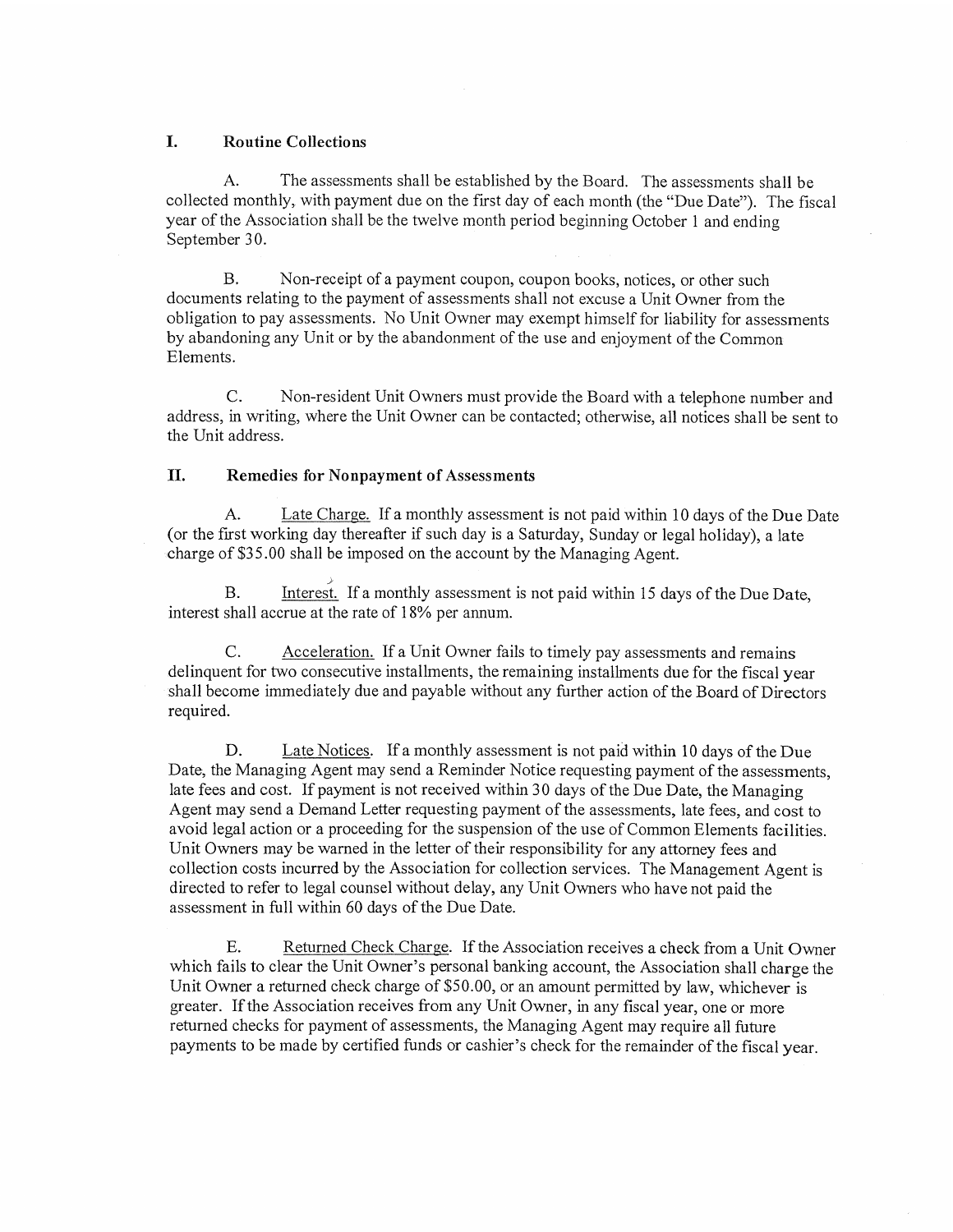## I. Routine Collections

A. The assessments shall be established by the Board. The assessments shall be collected monthly, with payment due on the first day of each month (the "Due Date"). The fiscal year of the Association shall be the twelve month period beginning October 1 and ending September 30.

B. Non-receipt of a payment coupon, coupon books, notices, or other such documents relating to the payment of assessments shall not excuse a Unit Owner from the obligation to pay assessments. No Unit Owner may exempt himself for liability for assessments by abandoning any Unit or by the abandonment of the use and enjoyment of the Common Elements.

C. Non-resident Unit Owners must provide the Board with a telephone number and address, in writing, where the Unit Owner can be contacted; otherwise, all notices shall be sent to the Unit address.

## II. Remedies for Nonpayment of Assessments

A. Late Charge. If a monthly assessment is not paid within 10 days of the Due Date (or the first working day thereafter if such day is a Saturday, Sunday or legal holiday), a late charge of $35.00 shall be imposed on the account by the Managing Agent.

B. Interest. If a monthly assessment is not paid within 15 days of the Due Date, interest shall accrue at the rate of 18% per annum.

C. Acceleration. If a Unit Owner fails to timely pay assessments and remains delinquent for two consecutive installments, the remaining installments due for the fiscal year shall become immediately due and payable without any further action of the Board of Directors required.

D. Late Notices. If a monthly assessment is not paid within 10 days of the Due Date, the Managing Agent may send a Reminder Notice requesting payment of the assessments, late fees and cost. If payment is not received within 30 days of the Due Date, the Managing Agent may send a Demand Letter requesting payment of the assessments, late fees, and cost to avoid legal action or a proceeding for the suspension of the use of Common Elements facilities. Unit Owners may be warned in the letter of their responsibility for any attorney fees and collection costs incurred by the Association for collection services. The Management Agent is directed to refer to legal counsel without delay, any Unit Owners who have not paid the assessment in full within 60 days of the Due Date.

E. Returned Check Charge. If the Association receives a check from a Unit Owner which fails to clear the Unit Owner's personal banking account, the Association shall charge the Unit Owner a returned check charge of $50.00, or an amount permitted by law, whichever is greater. If the Association receives from any Unit Owner, in any fiscal year, one or more returned checks for payment of assessments, the Managing Agent may require all future payments to be made by certified funds or cashier's check for the remainder of the fiscal year.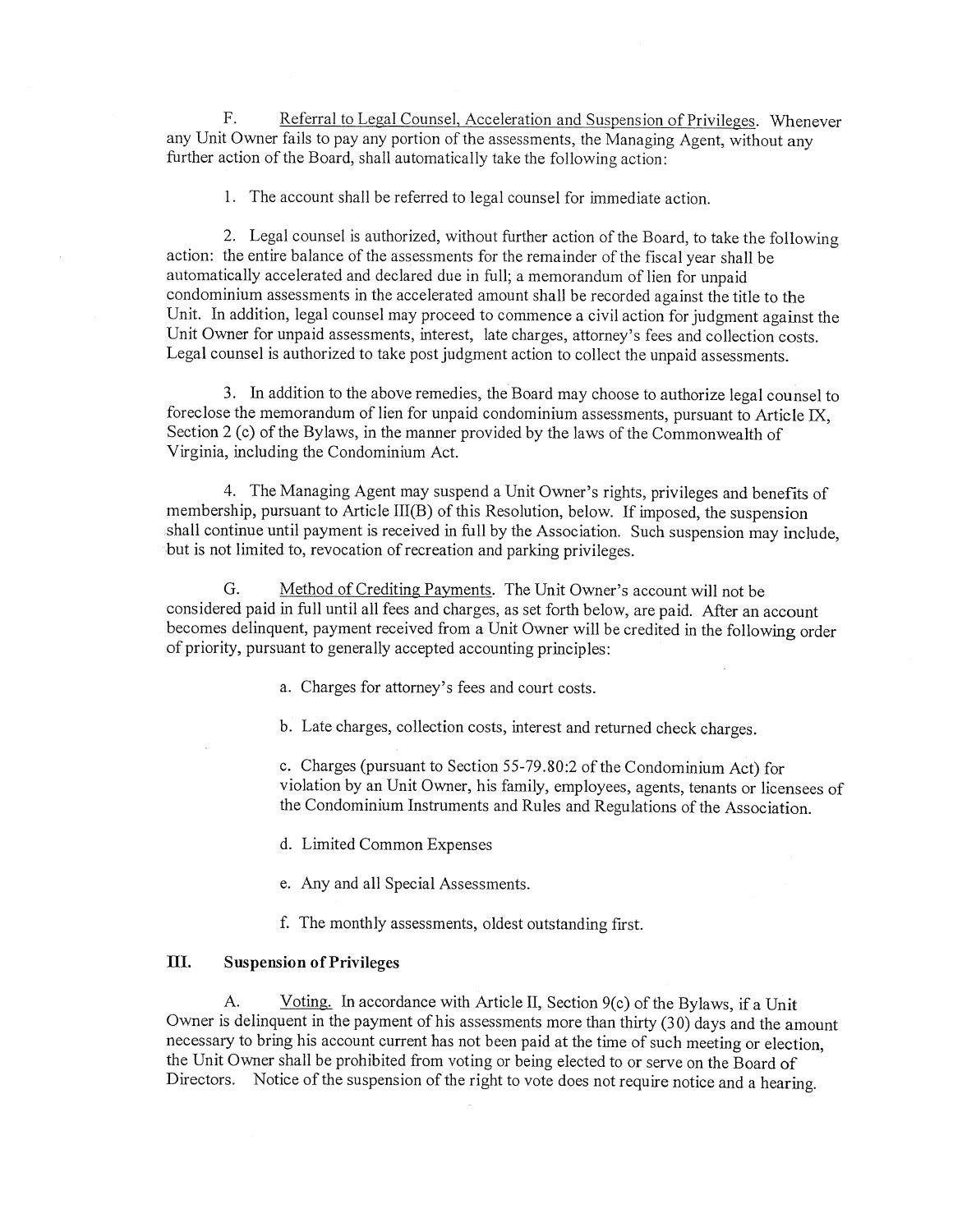F. Referral to Legal Counsel, Acceleration and Suspension of Privileges. Whenever any Unit Owner fails to pay any portion of the assessments, the Managing Agent, without any further action of the Board, shall automatically take the following action:

1. The account shall be referred to legal counsel for immediate action.

2. Legal counsel is authorized, without further action of the Board, to take the following action: the entire balance of the assessments for the remainder of the fiscal year shall be automatically accelerated and declared due in full; a memorandum of lien for unpaid condominium assessments in the accelerated amount shall be recorded against the title to the Unit. In addition, legal counsel may proceed to commence a civil action for judgment against the Unit Owner for unpaid assessments, interest, late charges, attorney's fees and collection costs. Legal counsel is authorized to take post judgment action to collect the unpaid assessments.

3. In addition to the above remedies, the Board may choose to authorize legal counsel to foreclose the memorandum of lien for unpaid condominium assessments, pursuant to Article IX, Section 2 (c) of the Bylaws, in the manner provided by the laws of the Commonwealth of Virginia, including the Condominium Act.

4. The Managing Agent may suspend a Unit Owner's rights, privileges and benefits of membership, pursuant to Article III(B) of this Resolution, below. If imposed, the suspension shall continue until payment is received in full by the Association. Such suspension may include, but is not limited to, revocation of recreation and parking privileges.

G. Method of Crediting Payments. The Unit Owner's account will not be considered paid in full until all fees and charges, as set forth below, are paid. After an account becomes delinquent, payment received from a Unit Owner will be credited in the following order of priority, pursuant to generally accepted accounting principles:

a. Charges for attorney's fees and court costs.

b. Late charges, collection costs, interest and returned check charges.

c. Charges (pursuant to Section 55-79.80:2 of the Condominium Act) for violation by an Unit Owner, his family, employees, agents, tenants or licensees of the Condominium Instruments and Rules and Regulations of the Association.

d. Limited Common Expenses

e. Any and all Special Assessments.

f. The monthly assessments, oldest outstanding first.

## III. Suspension of Privileges

A. Voting. In accordance with Article II, Section 9(c) of the Bylaws, if a Unit Owner is delinquent in the payment of his assessments more than thirty (30) days and the amount necessary to bring his account current has not been paid at the time of such meeting or election, the Unit Owner shall be prohibited from voting or being elected to or serve on the Board of Directors. Notice of the suspension of the right to vote does not require notice and a hearing.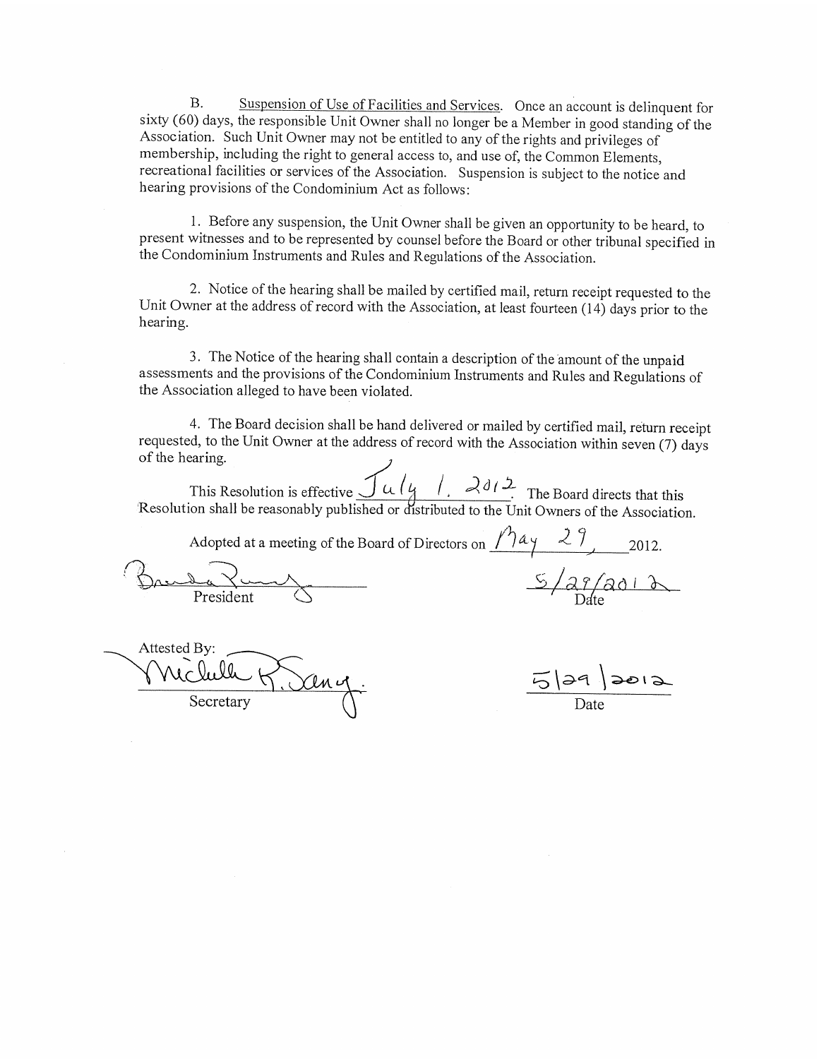B. <u>Suspension of Use of Facilities and Services</u>. Once an account is delinquent for sixty (60) days, the responsible Unit Owner shall no longer be a Member in good standing of the Association. Such Unit Owner may not be entitled to any of the rights and privileges of membership, including the right to general access to, and use of, the Common Elements, recreational facilities or services of the Association. Suspension is subject to the notice and hearing provisions of the Condominium Act as follows:

1. Before any suspension, the Unit Owner shall be given an opportunity to be heard, to present witnesses and to be represented by counsel before the Board or other tribunal specified in the Condominium Instruments and Rules and Regulations of the Association.

2. Notice of the hearing shall be mailed by certified mail, return receipt requested to the Unit Owner at the address of record with the Association, at least fourteen (14) days prior to the hearing.

3. The Notice of the hearing shall contain a description of the amount of the unpaid assessments and the provisions of the Condominium Instruments and Rules and Regulations of the Association alleged to have been violated.

4. The Board decision shall be hand delivered or mailed by certified mail, return receipt requested, to the Unit Owner at the address of record with the Association within seven (7) days of the hearing.

This Resolution is effective July 1, 2012. The Board directs that this Resolution shall be reasonably published or distributed to the Unit Owners of the Association.

Adopted at a meeting of the Board of Directors on May 29, 2012.

_______________________ President          5/29/2012 Date

Attested By:

_______________________ Secretary          5/29/2012 Date